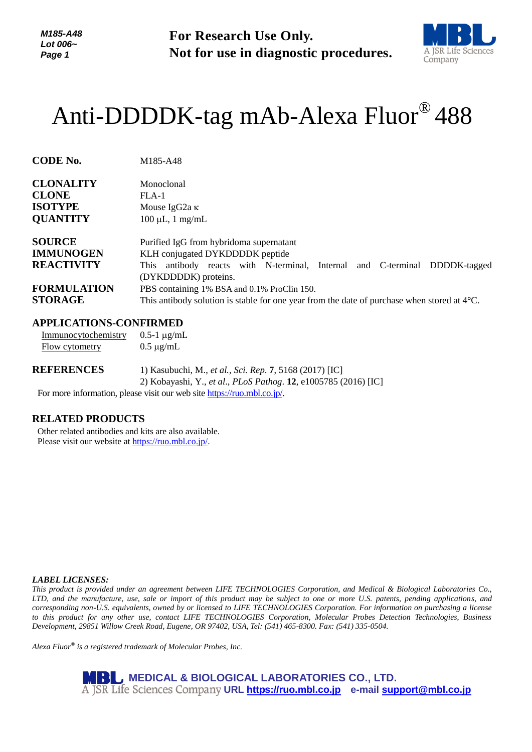**For Research Use Only.**
**Not for use in diagnostic procedures.**

# Anti-DDDDK-tag mAb-Alexa Fluor® 488

**CODE No.** M185-A48

**CLONALITY** Monoclonal
**CLONE** FLA-1
**ISOTYPE** Mouse IgG2a κ
**QUANTITY** 100 µL, 1 mg/mL

**SOURCE** Purified IgG from hybridoma supernatant
**IMMUNOGEN** KLH conjugated DYKDDDDK peptide
**REACTIVITY** This antibody reacts with N-terminal, Internal and C-terminal DDDDK-tagged (DYKDDDDK) proteins.
**FORMULATION** PBS containing 1% BSA and 0.1% ProClin 150.
**STORAGE** This antibody solution is stable for one year from the date of purchase when stored at 4°C.

## APPLICATIONS-CONFIRMED

| Application | Concentration |
|---|---|
| Immunocytochemistry | 0.5-1 µg/mL |
| Flow cytometry | 0.5 µg/mL |

## REFERENCES

1) Kasubuchi, M., *et al., Sci. Rep*. **7**, 5168 (2017) [IC]
2) Kobayashi, Y., *et al*., *PLoS Pathog*. **12**, e1005785 (2016) [IC]

For more information, please visit our web site https://ruo.mbl.co.jp/.

## RELATED PRODUCTS

Other related antibodies and kits are also available.
Please visit our website at https://ruo.mbl.co.jp/.

***LABEL LICENSES:***
*This product is provided under an agreement between LIFE TECHNOLOGIES Corporation, and Medical & Biological Laboratories Co., LTD, and the manufacture, use, sale or import of this product may be subject to one or more U.S. patents, pending applications, and corresponding non-U.S. equivalents, owned by or licensed to LIFE TECHNOLOGIES Corporation. For information on purchasing a license to this product for any other use, contact LIFE TECHNOLOGIES Corporation, Molecular Probes Detection Technologies, Business Development, 29851 Willow Creek Road, Eugene, OR 97402, USA, Tel: (541) 465-8300. Fax: (541) 335-0504.*

*Alexa Fluor® is a registered trademark of Molecular Probes, Inc.*

**MEDICAL & BIOLOGICAL LABORATORIES CO., LTD.**
A JSR Life Sciences Company **URL https://ruo.mbl.co.jp e-mail support@mbl.co.jp**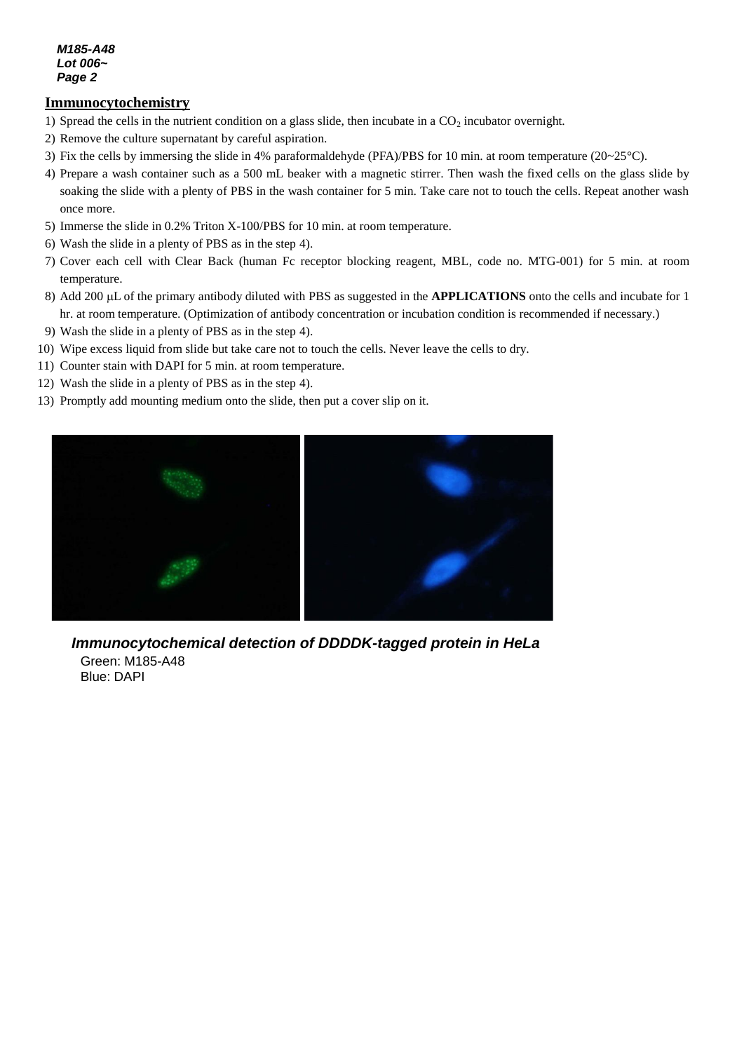## Immunocytochemistry

1) Spread the cells in the nutrient condition on a glass slide, then incubate in a $CO_2$ incubator overnight.
2) Remove the culture supernatant by careful aspiration.
3) Fix the cells by immersing the slide in 4% paraformaldehyde (PFA)/PBS for 10 min. at room temperature (20~25°C).
4) Prepare a wash container such as a 500 mL beaker with a magnetic stirrer. Then wash the fixed cells on the glass slide by soaking the slide with a plenty of PBS in the wash container for 5 min. Take care not to touch the cells. Repeat another wash once more.
5) Immerse the slide in 0.2% Triton X-100/PBS for 10 min. at room temperature.
6) Wash the slide in a plenty of PBS as in the step 4).
7) Cover each cell with Clear Back (human Fc receptor blocking reagent, MBL, code no. MTG-001) for 5 min. at room temperature.
8) Add 200 μL of the primary antibody diluted with PBS as suggested in the **APPLICATIONS** onto the cells and incubate for 1 hr. at room temperature. (Optimization of antibody concentration or incubation condition is recommended if necessary.)
9) Wash the slide in a plenty of PBS as in the step 4).
10) Wipe excess liquid from slide but take care not to touch the cells. Never leave the cells to dry.
11) Counter stain with DAPI for 5 min. at room temperature.
12) Wash the slide in a plenty of PBS as in the step 4).
13) Promptly add mounting medium onto the slide, then put a cover slip on it.

***Immunocytochemical detection of DDDDK-tagged protein in HeLa***
Green: M185-A48
Blue: DAPI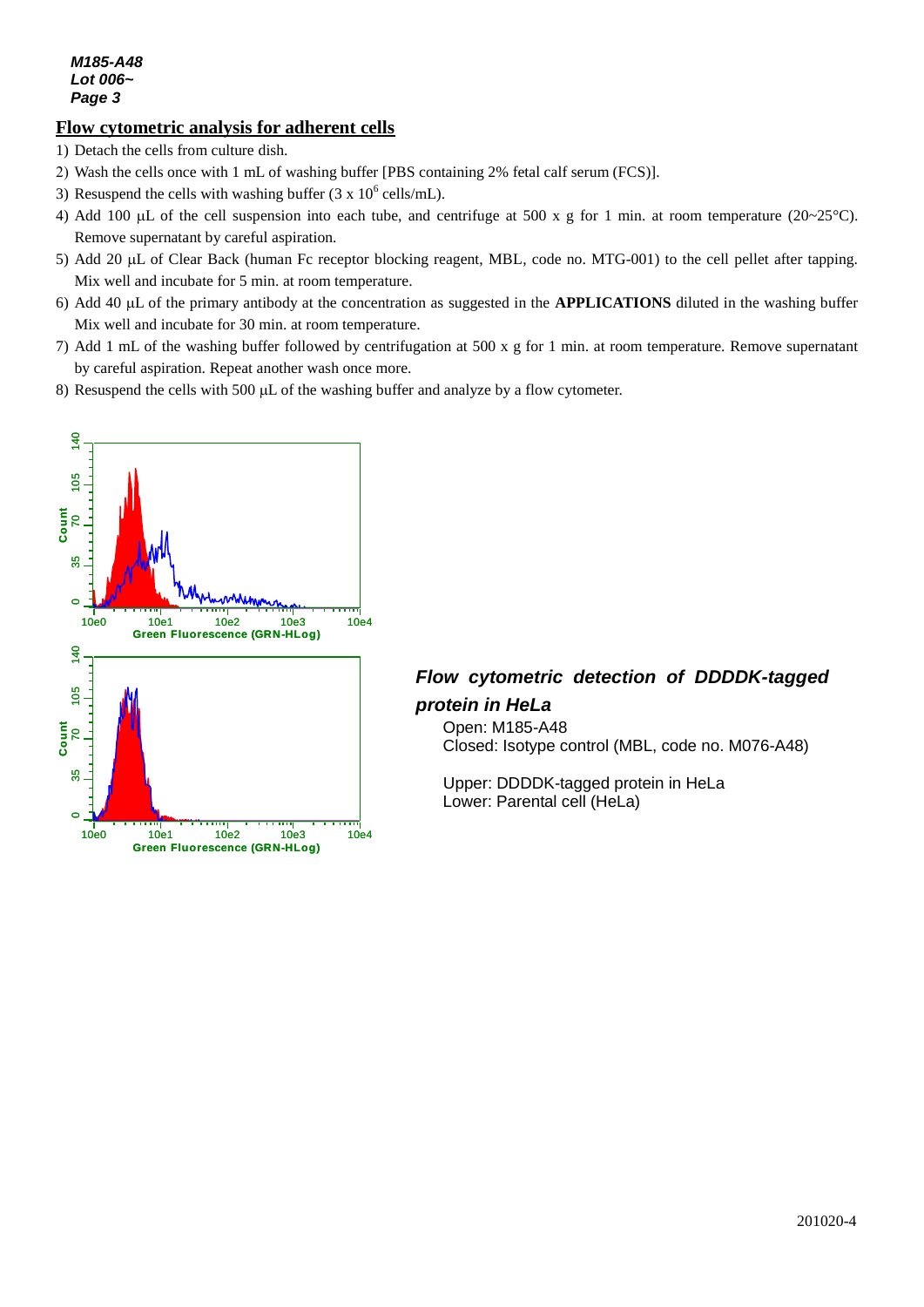## Flow cytometric analysis for adherent cells

1) Detach the cells from culture dish.
2) Wash the cells once with 1 mL of washing buffer [PBS containing 2% fetal calf serum (FCS)].
3) Resuspend the cells with washing buffer ($3 \times 10^6$ cells/mL).
4) Add 100 μL of the cell suspension into each tube, and centrifuge at 500 x g for 1 min. at room temperature (20~25°C). Remove supernatant by careful aspiration.
5) Add 20 μL of Clear Back (human Fc receptor blocking reagent, MBL, code no. MTG-001) to the cell pellet after tapping. Mix well and incubate for 5 min. at room temperature.
6) Add 40 μL of the primary antibody at the concentration as suggested in the **APPLICATIONS** diluted in the washing buffer Mix well and incubate for 30 min. at room temperature.
7) Add 1 mL of the washing buffer followed by centrifugation at 500 x g for 1 min. at room temperature. Remove supernatant by careful aspiration. Repeat another wash once more.
8) Resuspend the cells with 500 μL of the washing buffer and analyze by a flow cytometer.

Count
0
35
70
105
140
10e0
10e1
10e2
10e3
10e4
Green Fluorescence (GRN-HLog)

Count
0
35
70
105
140
10e0
10e1
10e2
10e3
10e4
Green Fluorescence (GRN-HLog)

***Flow cytometric detection of DDDDK-tagged protein in HeLa***

Open: M185-A48
Closed: Isotype control (MBL, code no. M076-A48)

Upper: DDDDK-tagged protein in HeLa
Lower: Parental cell (HeLa)